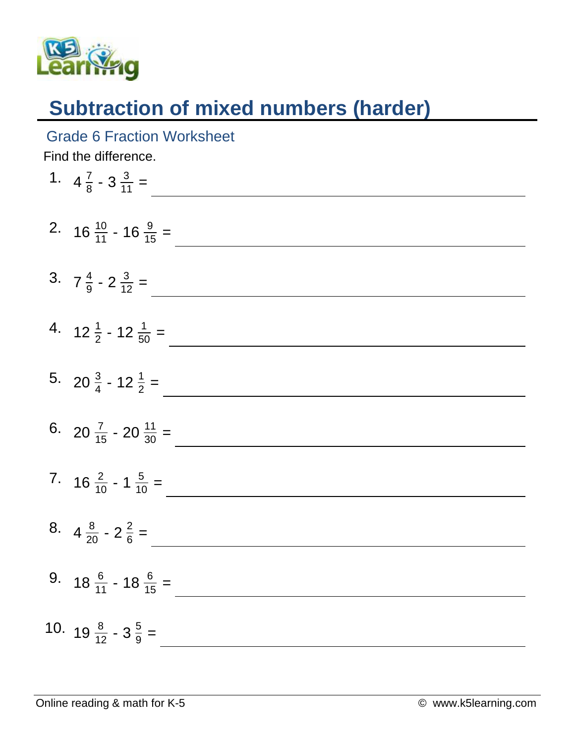# Subtraction of mixed numbers (harder)

## Grade 6 Fraction Worksheet

Find the difference.

1. $4\frac{7}{8} - 3\frac{3}{11} =$ \_\_\_\_\_\_\_\_\_\_\_\_\_\_\_\_

2. $16\frac{10}{11} - 16\frac{9}{15} =$ \_\_\_\_\_\_\_\_\_\_\_\_\_\_\_\_

3. $7\frac{4}{9} - 2\frac{3}{12} =$ \_\_\_\_\_\_\_\_\_\_\_\_\_\_\_\_

4. $12\frac{1}{2} - 12\frac{1}{50} =$ \_\_\_\_\_\_\_\_\_\_\_\_\_\_\_\_

5. $20\frac{3}{4} - 12\frac{1}{2} =$ \_\_\_\_\_\_\_\_\_\_\_\_\_\_\_\_

6. $20\frac{7}{15} - 20\frac{11}{30} =$ \_\_\_\_\_\_\_\_\_\_\_\_\_\_\_\_

7. $16\frac{2}{10} - 1\frac{5}{10} =$ \_\_\_\_\_\_\_\_\_\_\_\_\_\_\_\_

8. $4\frac{8}{20} - 2\frac{2}{6} =$ \_\_\_\_\_\_\_\_\_\_\_\_\_\_\_\_

9. $18\frac{6}{11} - 18\frac{6}{15} =$ \_\_\_\_\_\_\_\_\_\_\_\_\_\_\_\_

10. $19\frac{8}{12} - 3\frac{5}{9} =$ \_\_\_\_\_\_\_\_\_\_\_\_\_\_\_\_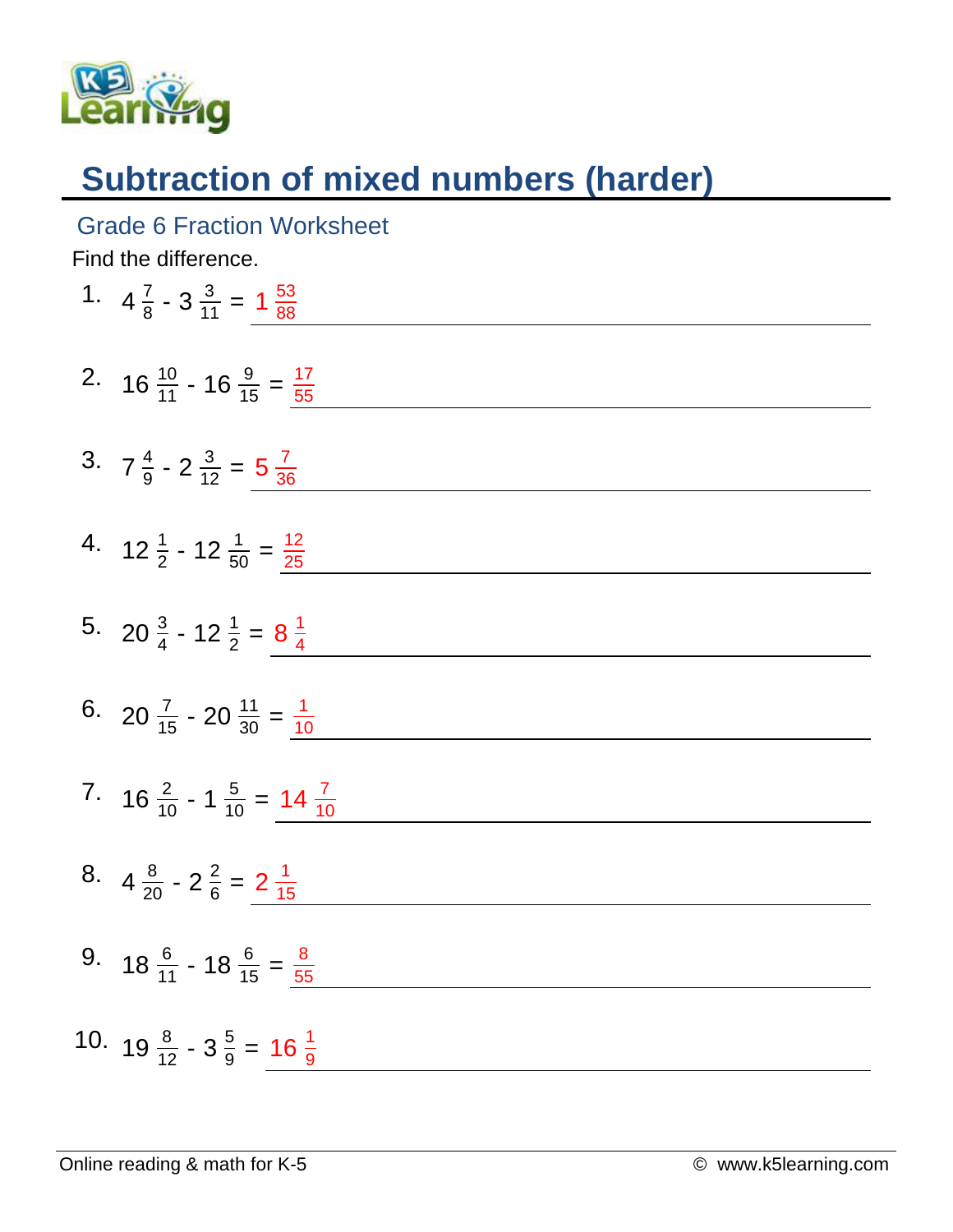# Subtraction of mixed numbers (harder)

## Grade 6 Fraction Worksheet

Find the difference.

1. $4\frac{7}{8} - 3\frac{3}{11} = 1\frac{53}{88}$

2. $16\frac{10}{11} - 16\frac{9}{15} = \frac{17}{55}$

3. $7\frac{4}{9} - 2\frac{3}{12} = 5\frac{7}{36}$

4. $12\frac{1}{2} - 12\frac{1}{50} = \frac{12}{25}$

5. $20\frac{3}{4} - 12\frac{1}{2} = 8\frac{1}{4}$

6. $20\frac{7}{15} - 20\frac{11}{30} = \frac{1}{10}$

7. $16\frac{2}{10} - 1\frac{5}{10} = 14\frac{7}{10}$

8. $4\frac{8}{20} - 2\frac{2}{6} = 2\frac{1}{15}$

9. $18\frac{6}{11} - 18\frac{6}{15} = \frac{8}{55}$

10. $19\frac{8}{12} - 3\frac{5}{9} = 16\frac{1}{9}$